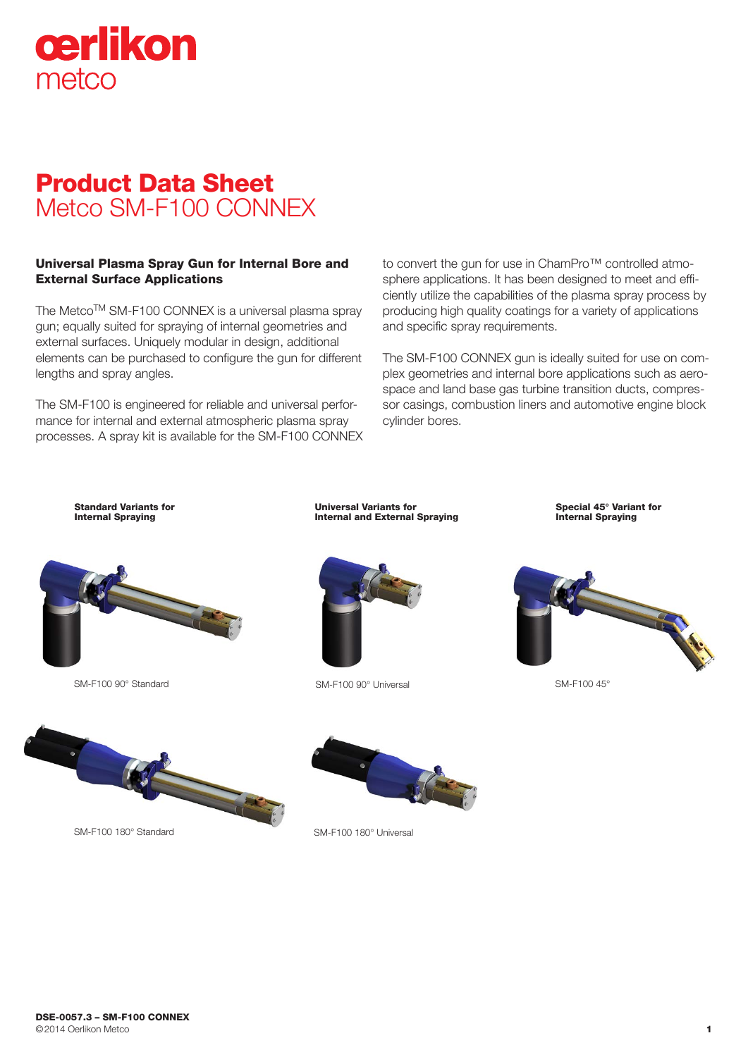oerlikon
metco

# Product Data Sheet
## Metco SM-F100 CONNEX

### Universal Plasma Spray Gun for Internal Bore and External Surface Applications

The Metco[TM] SM-F100 CONNEX is a universal plasma spray gun; equally suited for spraying of internal geometries and external surfaces. Uniquely modular in design, additional elements can be purchased to configure the gun for different lengths and spray angles.

The SM-F100 is engineered for reliable and universal performance for internal and external atmospheric plasma spray processes. A spray kit is available for the SM-F100 CONNEX to convert the gun for use in ChamPro™ controlled atmosphere applications. It has been designed to meet and efficiently utilize the capabilities of the plasma spray process by producing high quality coatings for a variety of applications and specific spray requirements.

The SM-F100 CONNEX gun is ideally suited for use on complex geometries and internal bore applications such as aerospace and land base gas turbine transition ducts, compressor casings, combustion liners and automotive engine block cylinder bores.

**Standard Variants for Internal Spraying**

SM-F100 90° Standard

SM-F100 180° Standard

**Universal Variants for Internal and External Spraying**

SM-F100 90° Universal

SM-F100 180° Universal

**Special 45° Variant for Internal Spraying**

SM-F100 45°

**DSE-0057.3 – SM-F100 CONNEX**
©2014 Oerlikon Metco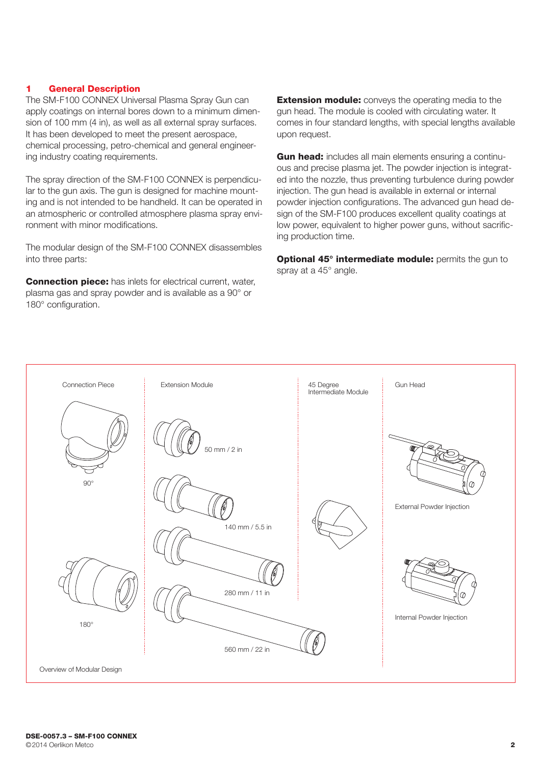## 1 General Description

The SM-F100 CONNEX Universal Plasma Spray Gun can apply coatings on internal bores down to a minimum dimension of 100 mm (4 in), as well as all external spray surfaces. It has been developed to meet the present aerospace, chemical processing, petro-chemical and general engineering industry coating requirements.

The spray direction of the SM-F100 CONNEX is perpendicular to the gun axis. The gun is designed for machine mounting and is not intended to be handheld. It can be operated in an atmospheric or controlled atmosphere plasma spray environment with minor modifications.

The modular design of the SM-F100 CONNEX disassembles into three parts:

**Connection piece:** has inlets for electrical current, water, plasma gas and spray powder and is available as a 90° or 180° configuration.

**Extension module:** conveys the operating media to the gun head. The module is cooled with circulating water. It comes in four standard lengths, with special lengths available upon request.

**Gun head:** includes all main elements ensuring a continuous and precise plasma jet. The powder injection is integrated into the nozzle, thus preventing turbulence during powder injection. The gun head is available in external or internal powder injection configurations. The advanced gun head design of the SM-F100 produces excellent quality coatings at low power, equivalent to higher power guns, without sacrificing production time.

**Optional 45° intermediate module:** permits the gun to spray at a 45° angle.

Connection Piece: 90°, 180°

Extension Module: 50 mm / 2 in, 140 mm / 5.5 in, 280 mm / 11 in, 560 mm / 22 in

45 Degree Intermediate Module

Gun Head: External Powder Injection, Internal Powder Injection

Overview of Modular Design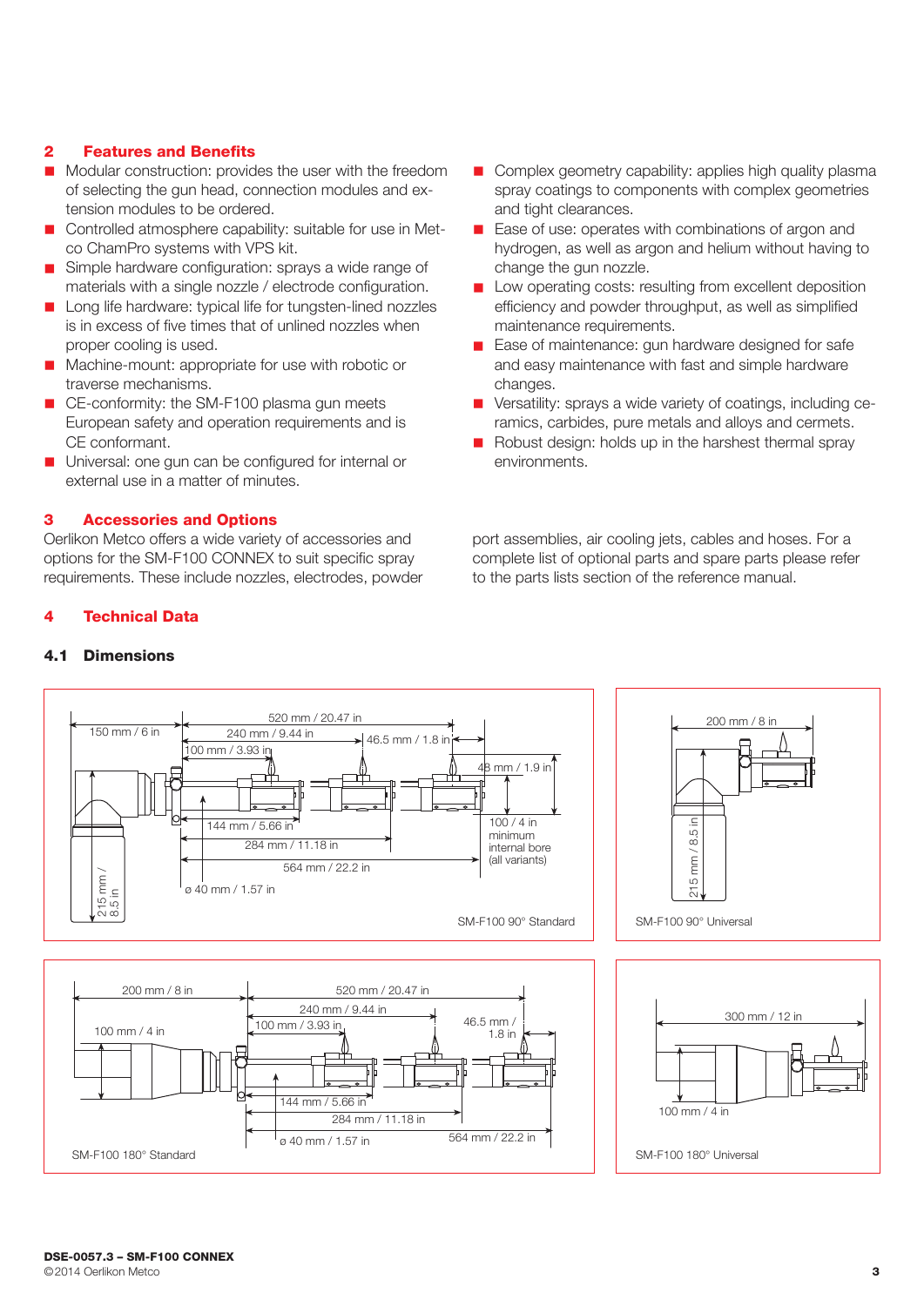## 2 Features and Benefits

- Modular construction: provides the user with the freedom of selecting the gun head, connection modules and extension modules to be ordered.
- Controlled atmosphere capability: suitable for use in Metco ChamPro systems with VPS kit.
- Simple hardware configuration: sprays a wide range of materials with a single nozzle / electrode configuration.
- Long life hardware: typical life for tungsten-lined nozzles is in excess of five times that of unlined nozzles when proper cooling is used.
- Machine-mount: appropriate for use with robotic or traverse mechanisms.
- CE-conformity: the SM-F100 plasma gun meets European safety and operation requirements and is CE conformant.
- Universal: one gun can be configured for internal or external use in a matter of minutes.
- Complex geometry capability: applies high quality plasma spray coatings to components with complex geometries and tight clearances.
- Ease of use: operates with combinations of argon and hydrogen, as well as argon and helium without having to change the gun nozzle.
- Low operating costs: resulting from excellent deposition efficiency and powder throughput, as well as simplified maintenance requirements.
- Ease of maintenance: gun hardware designed for safe and easy maintenance with fast and simple hardware changes.
- Versatility: sprays a wide variety of coatings, including ceramics, carbides, pure metals and alloys and cermets.
- Robust design: holds up in the harshest thermal spray environments.

## 3 Accessories and Options

Oerlikon Metco offers a wide variety of accessories and options for the SM-F100 CONNEX to suit specific spray requirements. These include nozzles, electrodes, powder port assemblies, air cooling jets, cables and hoses. For a complete list of optional parts and spare parts please refer to the parts lists section of the reference manual.

## 4 Technical Data

### 4.1 Dimensions

150 mm / 6 in; 520 mm / 20.47 in; 240 mm / 9.44 in; 46.5 mm / 1.8 in; 100 mm / 3.93 in; 48 mm / 1.9 in; 144 mm / 5.66 in; 284 mm / 11.18 in; 564 mm / 22.2 in; 100 / 4 in minimum internal bore (all variants); ø 40 mm / 1.57 in; 215 mm / 8.5 in

SM-F100 90° Standard

200 mm / 8 in; 215 mm / 8.5 in

SM-F100 90° Universal

200 mm / 8 in; 100 mm / 4 in; 520 mm / 20.47 in; 240 mm / 9.44 in; 100 mm / 3.93 in; 46.5 mm / 1.8 in; 144 mm / 5.66 in; 284 mm / 11.18 in; 564 mm / 22.2 in; ø 40 mm / 1.57 in

SM-F100 180° Standard

300 mm / 12 in; 100 mm / 4 in

SM-F100 180° Universal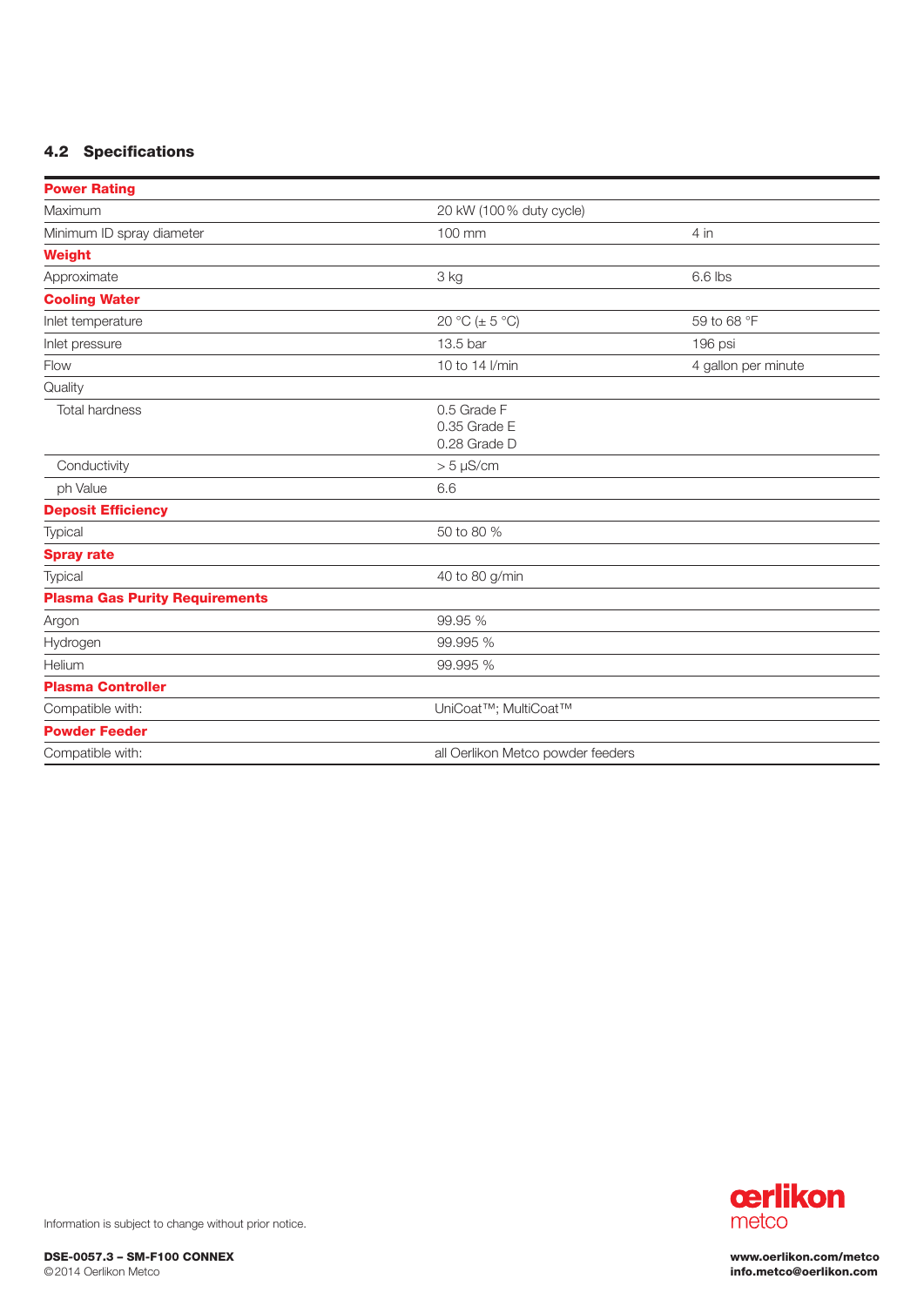## 4.2 Specifications

| | | |
|---|---|---|
| **Power Rating** | | |
| Maximum | 20 kW (100 % duty cycle) | |
| Minimum ID spray diameter | 100 mm | 4 in |
| **Weight** | | |
| Approximate | 3 kg | 6.6 lbs |
| **Cooling Water** | | |
| Inlet temperature | 20 °C (± 5 °C) | 59 to 68 °F |
| Inlet pressure | 13.5 bar | 196 psi |
| Flow | 10 to 14 l/min | 4 gallon per minute |
| Quality | | |
| Total hardness | 0.5 Grade F<br>0.35 Grade E<br>0.28 Grade D | |
| Conductivity | > 5 µS/cm | |
| ph Value | 6.6 | |
| **Deposit Efficiency** | | |
| Typical | 50 to 80 % | |
| **Spray rate** | | |
| Typical | 40 to 80 g/min | |
| **Plasma Gas Purity Requirements** | | |
| Argon | 99.95 % | |
| Hydrogen | 99.995 % | |
| Helium | 99.995 % | |
| **Plasma Controller** | | |
| Compatible with: | UniCoat™; MultiCoat™ | |
| **Powder Feeder** | | |
| Compatible with: | all Oerlikon Metco powder feeders | |

Information is subject to change without prior notice.

**DSE-0057.3 – SM-F100 CONNEX**
©2014 Oerlikon Metco

oerlikon metco

**www.oerlikon.com/metco**
**info.metco@oerlikon.com**